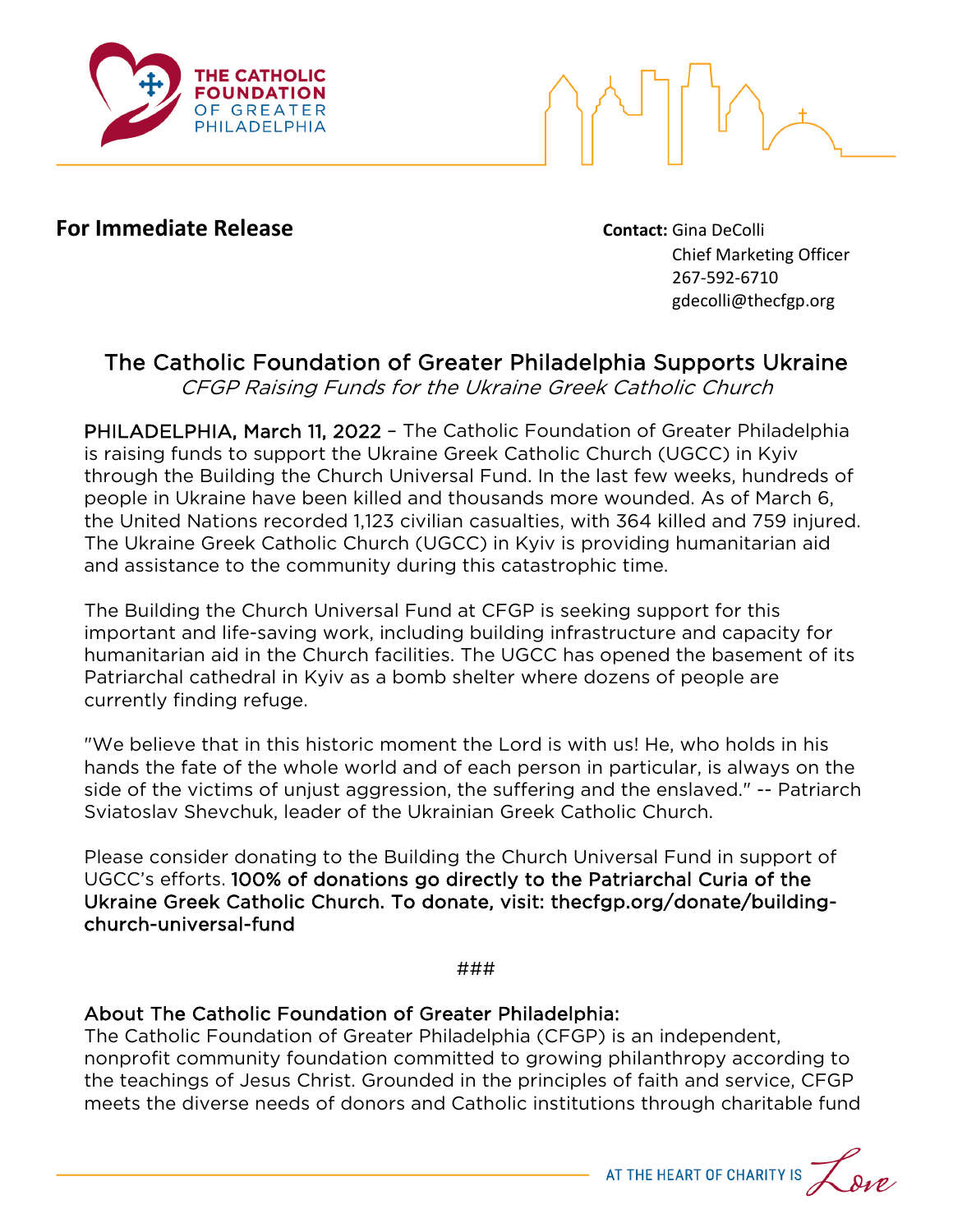THE CATHOLIC FOUNDATION OF GREATER PHILADELPHIA

**For Immediate Release**

**Contact:** Gina DeColli
Chief Marketing Officer
267-592-6710
gdecolli@thecfgp.org

# The Catholic Foundation of Greater Philadelphia Supports Ukraine

*CFGP Raising Funds for the Ukraine Greek Catholic Church*

PHILADELPHIA, March 11, 2022 – The Catholic Foundation of Greater Philadelphia is raising funds to support the Ukraine Greek Catholic Church (UGCC) in Kyiv through the Building the Church Universal Fund. In the last few weeks, hundreds of people in Ukraine have been killed and thousands more wounded. As of March 6, the United Nations recorded 1,123 civilian casualties, with 364 killed and 759 injured. The Ukraine Greek Catholic Church (UGCC) in Kyiv is providing humanitarian aid and assistance to the community during this catastrophic time.

The Building the Church Universal Fund at CFGP is seeking support for this important and life-saving work, including building infrastructure and capacity for humanitarian aid in the Church facilities. The UGCC has opened the basement of its Patriarchal cathedral in Kyiv as a bomb shelter where dozens of people are currently finding refuge.

"We believe that in this historic moment the Lord is with us! He, who holds in his hands the fate of the whole world and of each person in particular, is always on the side of the victims of unjust aggression, the suffering and the enslaved." -- Patriarch Sviatoslav Shevchuk, leader of the Ukrainian Greek Catholic Church.

Please consider donating to the Building the Church Universal Fund in support of UGCC's efforts. **100% of donations go directly to the Patriarchal Curia of the Ukraine Greek Catholic Church. To donate, visit: thecfgp.org/donate/building-church-universal-fund**

###

## About The Catholic Foundation of Greater Philadelphia:

The Catholic Foundation of Greater Philadelphia (CFGP) is an independent, nonprofit community foundation committed to growing philanthropy according to the teachings of Jesus Christ. Grounded in the principles of faith and service, CFGP meets the diverse needs of donors and Catholic institutions through charitable fund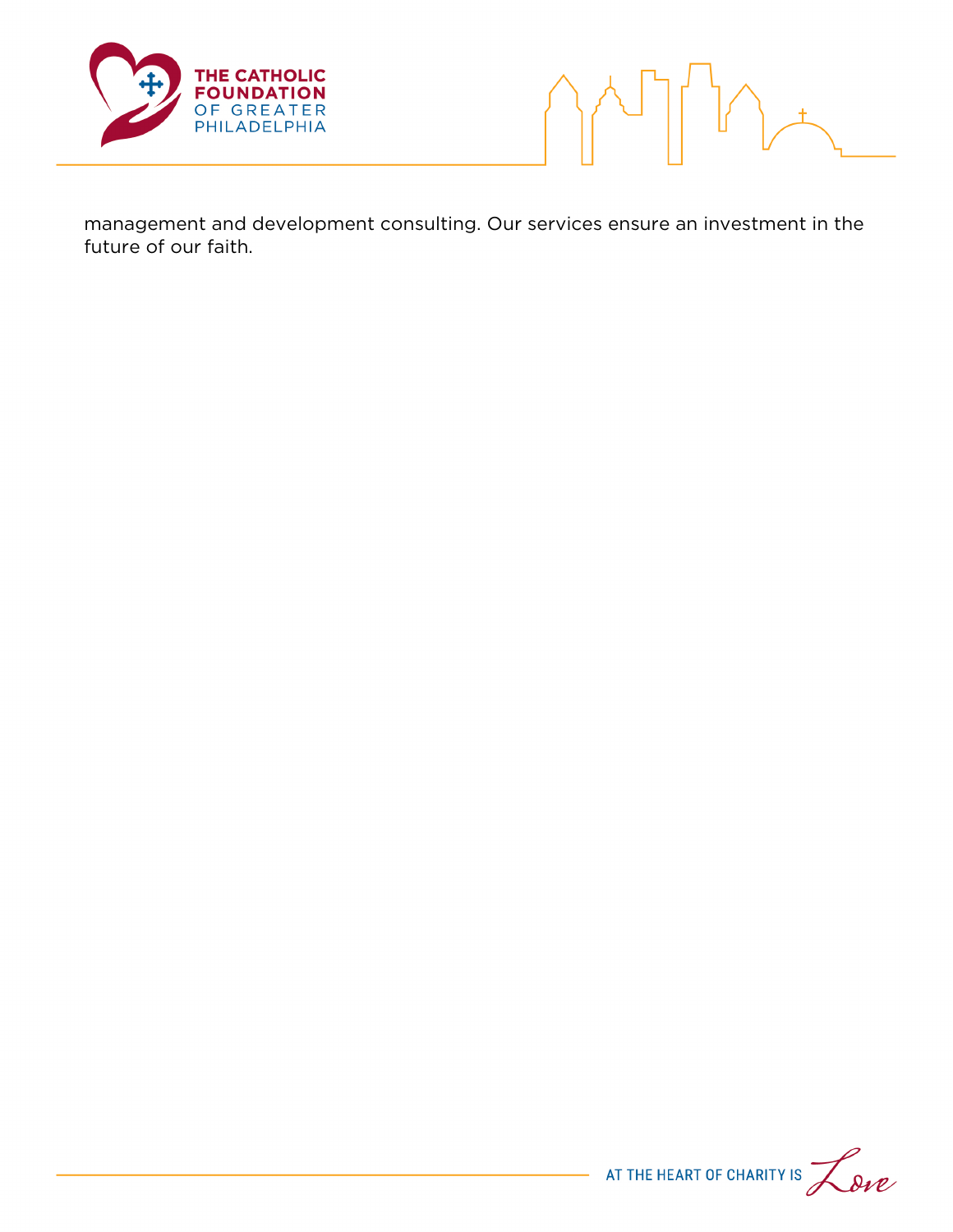management and development consulting. Our services ensure an investment in the future of our faith.